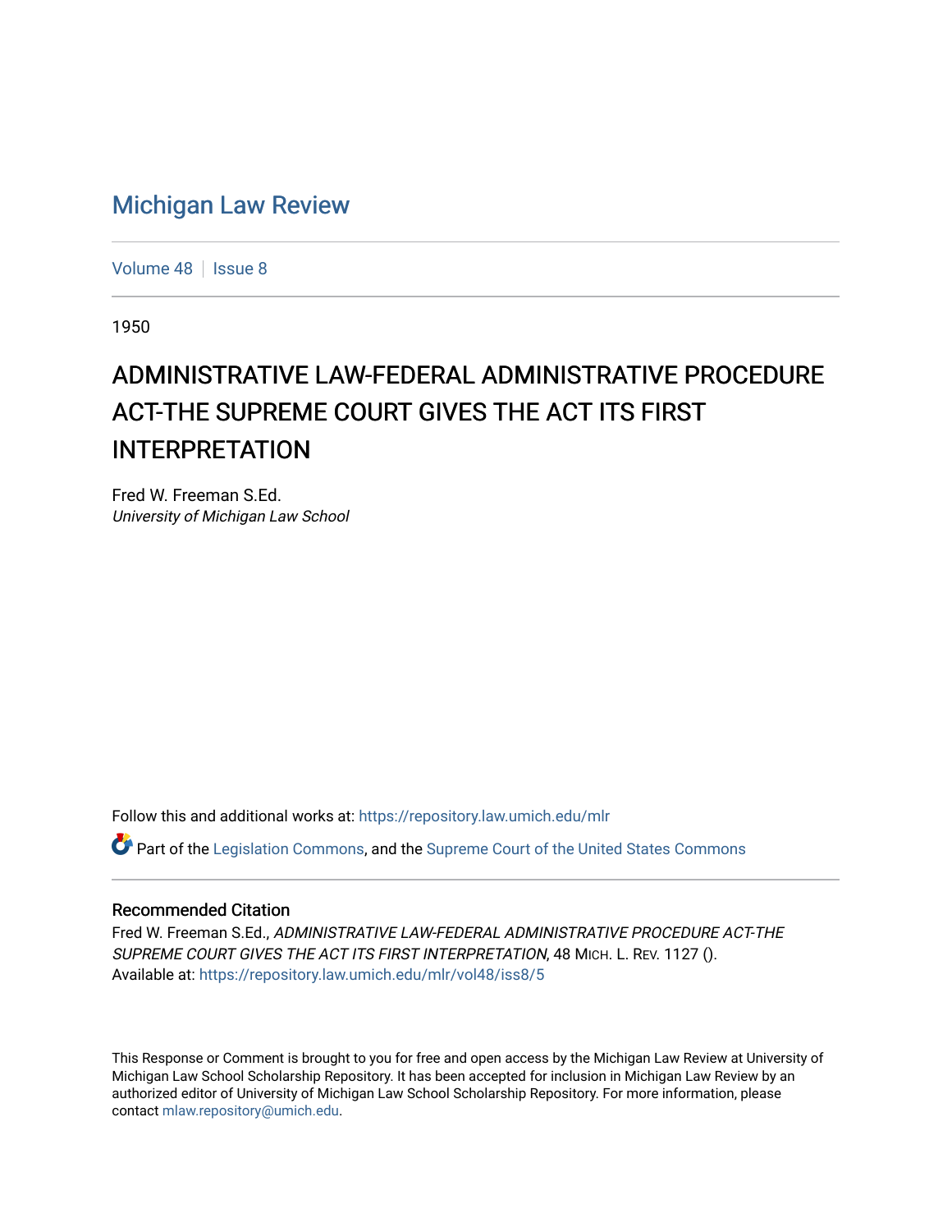# Michigan Law Review

Volume 48 | Issue 8

1950

## ADMINISTRATIVE LAW-FEDERAL ADMINISTRATIVE PROCEDURE ACT-THE SUPREME COURT GIVES THE ACT ITS FIRST INTERPRETATION

Fred W. Freeman S.Ed.
*University of Michigan Law School*

Follow this and additional works at: https://repository.law.umich.edu/mlr

Part of the Legislation Commons, and the Supreme Court of the United States Commons

### Recommended Citation

Fred W. Freeman S.Ed., *ADMINISTRATIVE LAW-FEDERAL ADMINISTRATIVE PROCEDURE ACT-THE SUPREME COURT GIVES THE ACT ITS FIRST INTERPRETATION*, 48 Mich. L. Rev. 1127 ().
Available at: https://repository.law.umich.edu/mlr/vol48/iss8/5

This Response or Comment is brought to you for free and open access by the Michigan Law Review at University of Michigan Law School Scholarship Repository. It has been accepted for inclusion in Michigan Law Review by an authorized editor of University of Michigan Law School Scholarship Repository. For more information, please contact mlaw.repository@umich.edu.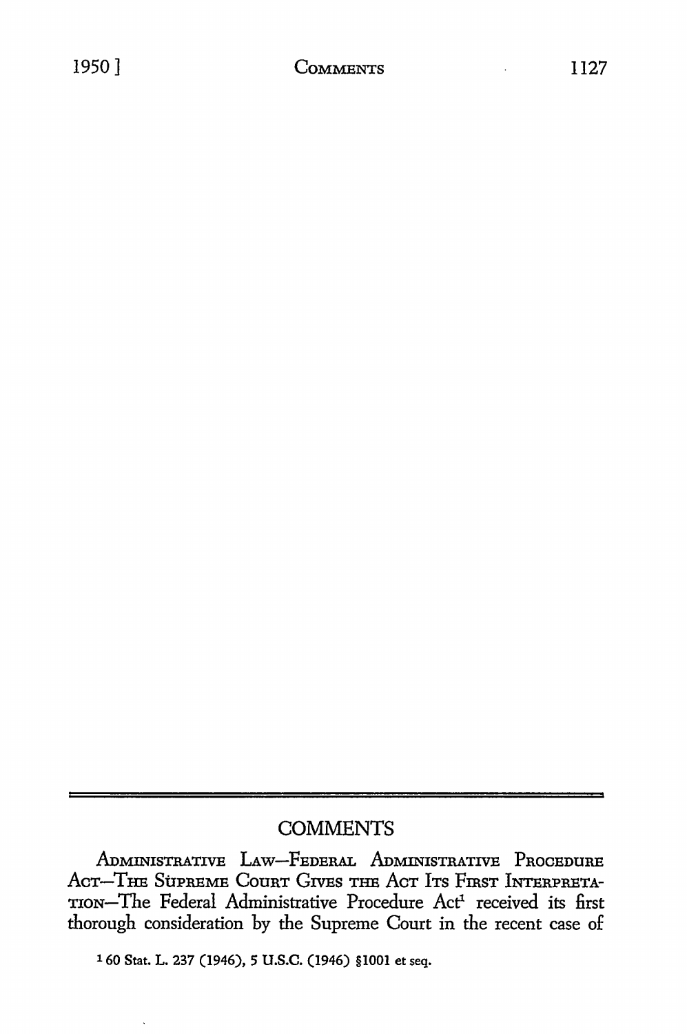# COMMENTS

ADMINISTRATIVE LAW—FEDERAL ADMINISTRATIVE PROCEDURE ACT—THE SUPREME COURT GIVES THE ACT ITS FIRST INTERPRETATION—The Federal Administrative Procedure Act[1] received its first thorough consideration by the Supreme Court in the recent case of

[1] 60 Stat. L. 237 (1946), 5 U.S.C. (1946) §1001 et seq.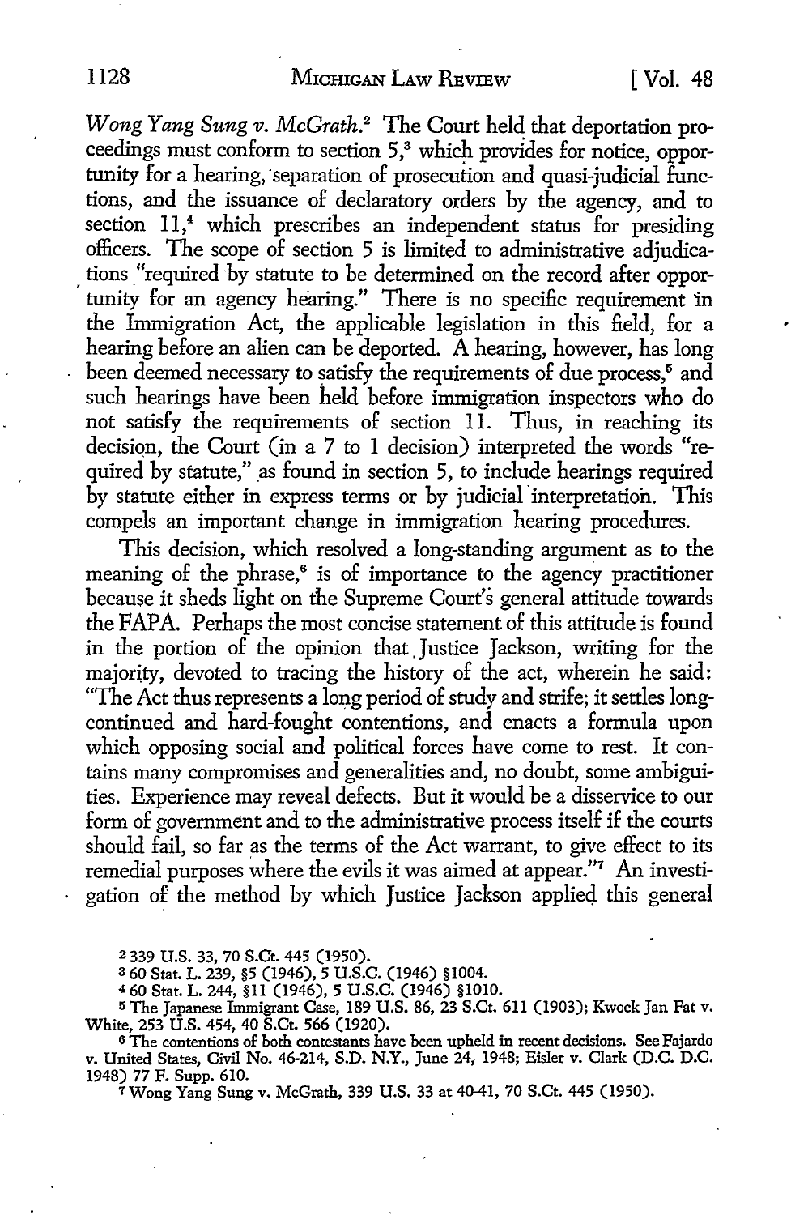*Wong Yang Sung v. McGrath.*[2] The Court held that deportation proceedings must conform to section 5,[3] which provides for notice, opportunity for a hearing, separation of prosecution and quasi-judicial functions, and the issuance of declaratory orders by the agency, and to section 11,[4] which prescribes an independent status for presiding officers. The scope of section 5 is limited to administrative adjudications "required by statute to be determined on the record after opportunity for an agency hearing." There is no specific requirement in the Immigration Act, the applicable legislation in this field, for a hearing before an alien can be deported. A hearing, however, has long been deemed necessary to satisfy the requirements of due process,[5] and such hearings have been held before immigration inspectors who do not satisfy the requirements of section 11. Thus, in reaching its decision, the Court (in a 7 to 1 decision) interpreted the words "required by statute," as found in section 5, to include hearings required by statute either in express terms or by judicial interpretation. This compels an important change in immigration hearing procedures.

This decision, which resolved a long-standing argument as to the meaning of the phrase,[6] is of importance to the agency practitioner because it sheds light on the Supreme Court's general attitude towards the FAPA. Perhaps the most concise statement of this attitude is found in the portion of the opinion that Justice Jackson, writing for the majority, devoted to tracing the history of the act, wherein he said: "The Act thus represents a long period of study and strife; it settles long-continued and hard-fought contentions, and enacts a formula upon which opposing social and political forces have come to rest. It contains many compromises and generalities and, no doubt, some ambiguities. Experience may reveal defects. But it would be a disservice to our form of government and to the administrative process itself if the courts should fail, so far as the terms of the Act warrant, to give effect to its remedial purposes where the evils it was aimed at appear."[7] An investigation of the method by which Justice Jackson applied this general

[2] 339 U.S. 33, 70 S.Ct. 445 (1950).

[3] 60 Stat. L. 239, §5 (1946), 5 U.S.C. (1946) §1004.

[4] 60 Stat. L. 244, §11 (1946), 5 U.S.C. (1946) §1010.

[5] The Japanese Immigrant Case, 189 U.S. 86, 23 S.Ct. 611 (1903); Kwock Jan Fat v. White, 253 U.S. 454, 40 S.Ct. 566 (1920).

[6] The contentions of both contestants have been upheld in recent decisions. See Fajardo v. United States, Civil No. 46-214, S.D. N.Y., June 24, 1948; Eisler v. Clark (D.C. D.C. 1948) 77 F. Supp. 610.

[7] Wong Yang Sung v. McGrath, 339 U.S. 33 at 40-41, 70 S.Ct. 445 (1950).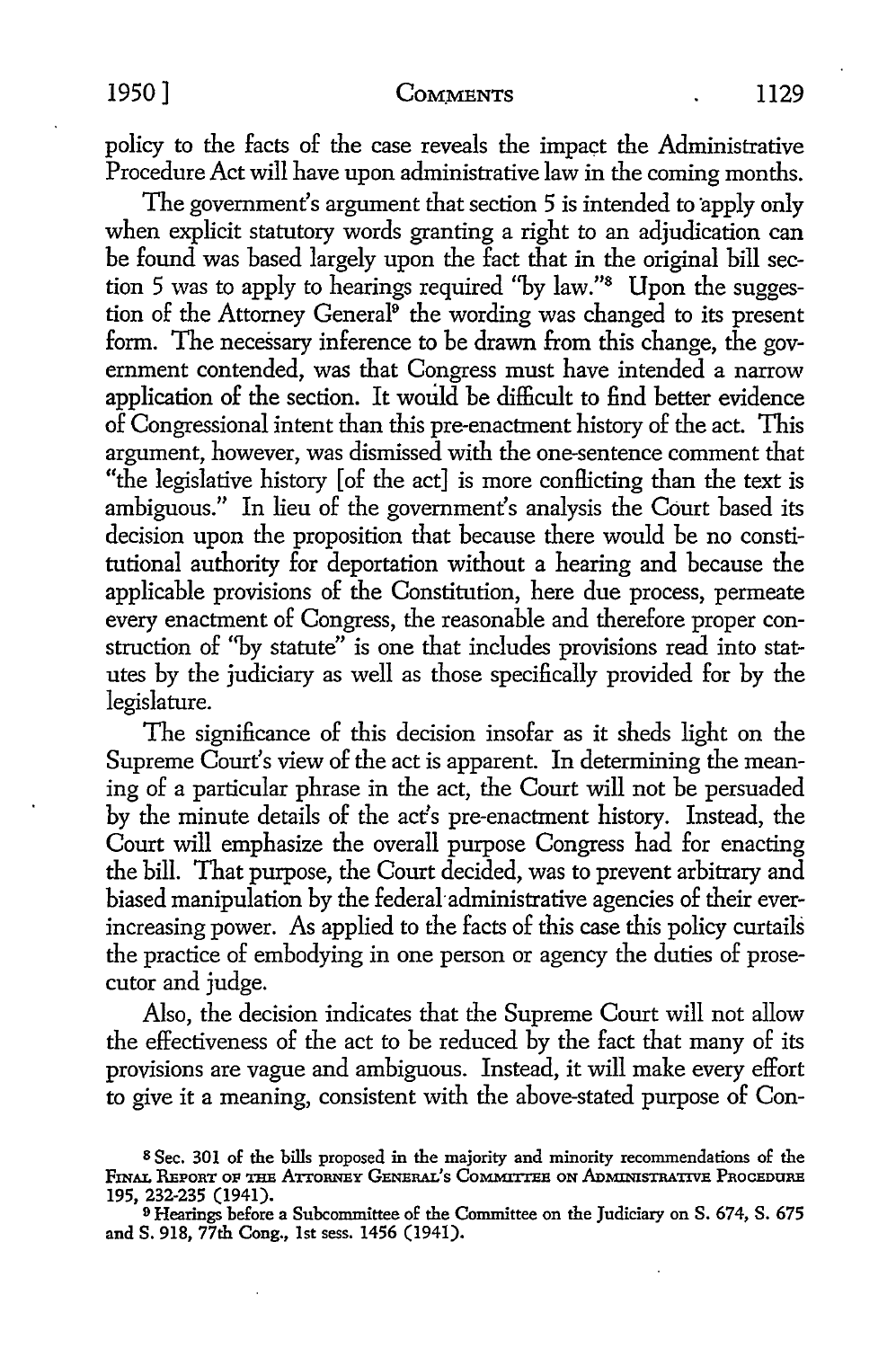policy to the facts of the case reveals the impact the Administrative Procedure Act will have upon administrative law in the coming months.

The government's argument that section 5 is intended to apply only when explicit statutory words granting a right to an adjudication can be found was based largely upon the fact that in the original bill section 5 was to apply to hearings required "by law."[8] Upon the suggestion of the Attorney General[9] the wording was changed to its present form. The necessary inference to be drawn from this change, the government contended, was that Congress must have intended a narrow application of the section. It would be difficult to find better evidence of Congressional intent than this pre-enactment history of the act. This argument, however, was dismissed with the one-sentence comment that "the legislative history [of the act] is more conflicting than the text is ambiguous." In lieu of the government's analysis the Court based its decision upon the proposition that because there would be no constitutional authority for deportation without a hearing and because the applicable provisions of the Constitution, here due process, permeate every enactment of Congress, the reasonable and therefore proper construction of "by statute" is one that includes provisions read into statutes by the judiciary as well as those specifically provided for by the legislature.

The significance of this decision insofar as it sheds light on the Supreme Court's view of the act is apparent. In determining the meaning of a particular phrase in the act, the Court will not be persuaded by the minute details of the act's pre-enactment history. Instead, the Court will emphasize the overall purpose Congress had for enacting the bill. That purpose, the Court decided, was to prevent arbitrary and biased manipulation by the federal administrative agencies of their ever-increasing power. As applied to the facts of this case this policy curtails the practice of embodying in one person or agency the duties of prosecutor and judge.

Also, the decision indicates that the Supreme Court will not allow the effectiveness of the act to be reduced by the fact that many of its provisions are vague and ambiguous. Instead, it will make every effort to give it a meaning, consistent with the above-stated purpose of Con-

---

[8] Sec. 301 of the bills proposed in the majority and minority recommendations of the FINAL REPORT OF THE ATTORNEY GENERAL'S COMMITTEE ON ADMINISTRATIVE PROCEDURE 195, 232-235 (1941).

[9] Hearings before a Subcommittee of the Committee on the Judiciary on S. 674, S. 675 and S. 918, 77th Cong., 1st sess. 1456 (1941).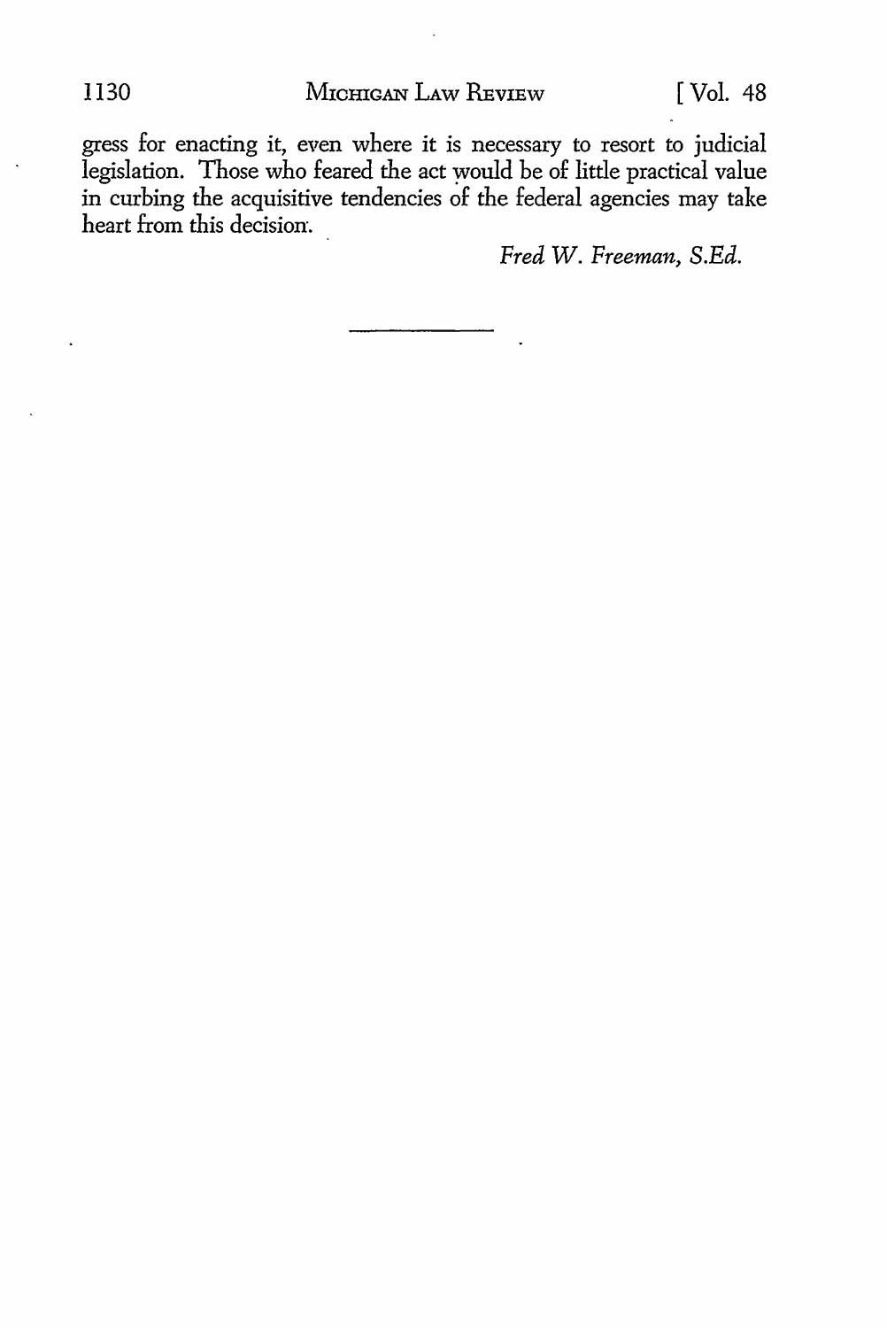gress for enacting it, even where it is necessary to resort to judicial legislation. Those who feared the act would be of little practical value in curbing the acquisitive tendencies of the federal agencies may take heart from this decision.

*Fred W. Freeman, S.Ed.*